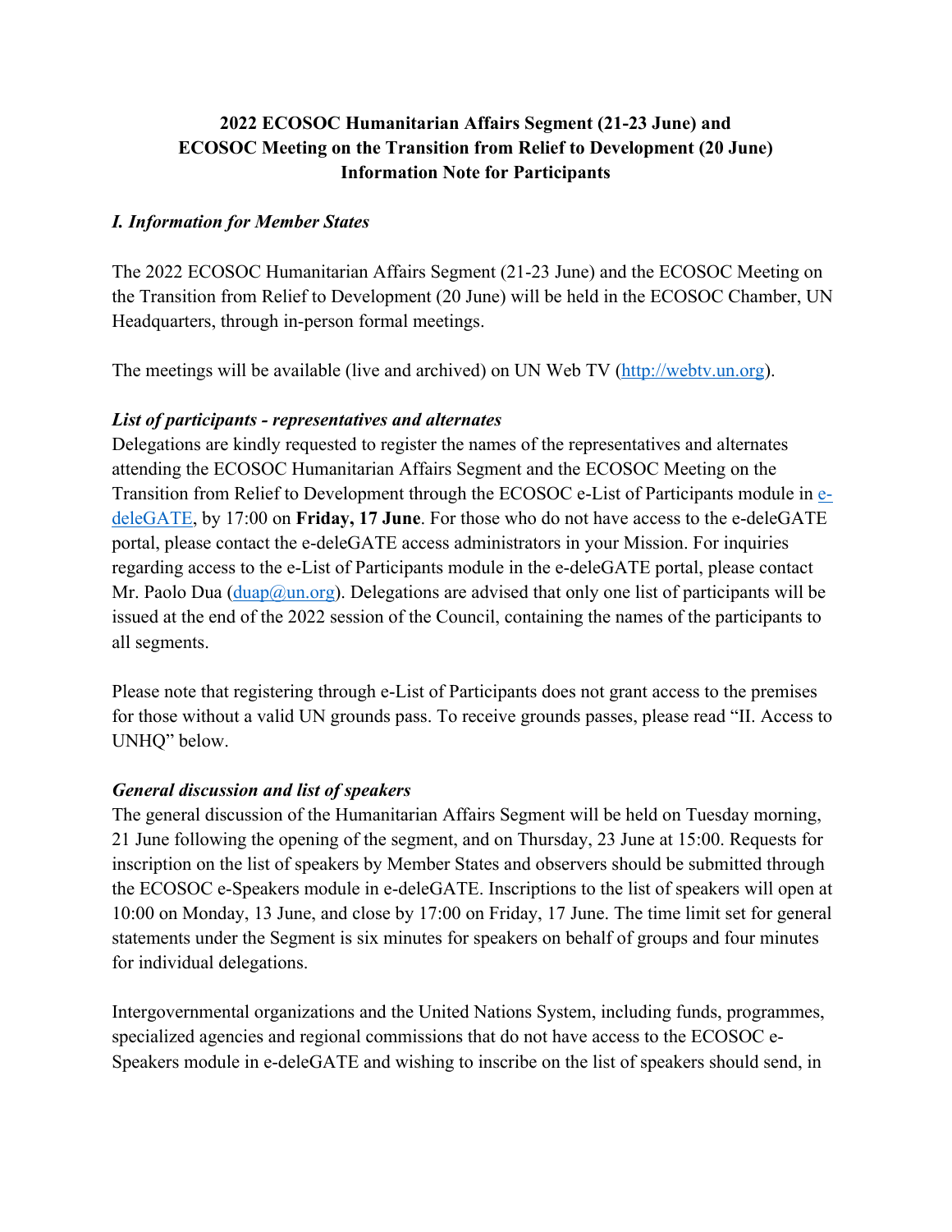**2022 ECOSOC Humanitarian Affairs Segment (21-23 June) and ECOSOC Meeting on the Transition from Relief to Development (20 June) Information Note for Participants**

### *I. Information for Member States*

The 2022 ECOSOC Humanitarian Affairs Segment (21-23 June) and the ECOSOC Meeting on the Transition from Relief to Development (20 June) will be held in the ECOSOC Chamber, UN Headquarters, through in-person formal meetings.

The meetings will be available (live and archived) on UN Web TV (http://webtv.un.org).

***List of participants - representatives and alternates***

Delegations are kindly requested to register the names of the representatives and alternates attending the ECOSOC Humanitarian Affairs Segment and the ECOSOC Meeting on the Transition from Relief to Development through the ECOSOC e-List of Participants module in e-deleGATE, by 17:00 on **Friday, 17 June**. For those who do not have access to the e-deleGATE portal, please contact the e-deleGATE access administrators in your Mission. For inquiries regarding access to the e-List of Participants module in the e-deleGATE portal, please contact Mr. Paolo Dua (duap@un.org). Delegations are advised that only one list of participants will be issued at the end of the 2022 session of the Council, containing the names of the participants to all segments.

Please note that registering through e-List of Participants does not grant access to the premises for those without a valid UN grounds pass. To receive grounds passes, please read "II. Access to UNHQ" below.

***General discussion and list of speakers***

The general discussion of the Humanitarian Affairs Segment will be held on Tuesday morning, 21 June following the opening of the segment, and on Thursday, 23 June at 15:00. Requests for inscription on the list of speakers by Member States and observers should be submitted through the ECOSOC e-Speakers module in e-deleGATE. Inscriptions to the list of speakers will open at 10:00 on Monday, 13 June, and close by 17:00 on Friday, 17 June. The time limit set for general statements under the Segment is six minutes for speakers on behalf of groups and four minutes for individual delegations.

Intergovernmental organizations and the United Nations System, including funds, programmes, specialized agencies and regional commissions that do not have access to the ECOSOC e-Speakers module in e-deleGATE and wishing to inscribe on the list of speakers should send, in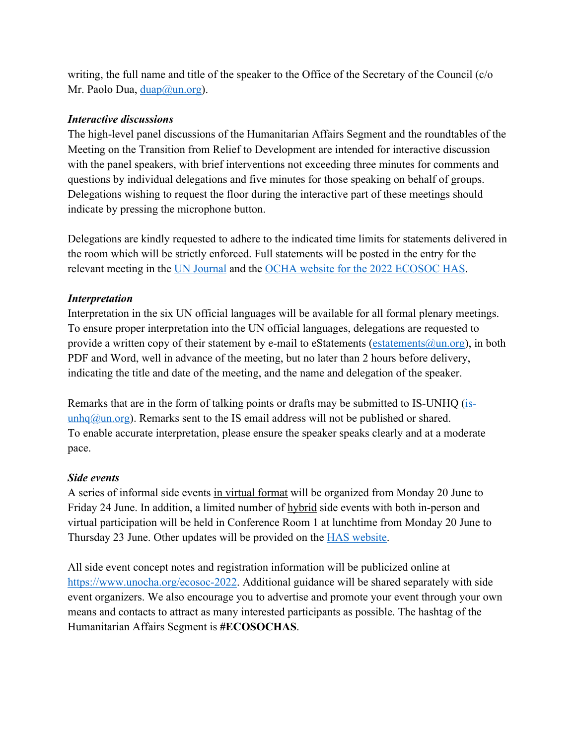writing, the full name and title of the speaker to the Office of the Secretary of the Council (c/o Mr. Paolo Dua, [duap@un.org](mailto:duap@un.org)).

***Interactive discussions***

The high-level panel discussions of the Humanitarian Affairs Segment and the roundtables of the Meeting on the Transition from Relief to Development are intended for interactive discussion with the panel speakers, with brief interventions not exceeding three minutes for comments and questions by individual delegations and five minutes for those speaking on behalf of groups. Delegations wishing to request the floor during the interactive part of these meetings should indicate by pressing the microphone button.

Delegations are kindly requested to adhere to the indicated time limits for statements delivered in the room which will be strictly enforced. Full statements will be posted in the entry for the relevant meeting in the UN Journal and the OCHA website for the 2022 ECOSOC HAS.

***Interpretation***

Interpretation in the six UN official languages will be available for all formal plenary meetings. To ensure proper interpretation into the UN official languages, delegations are requested to provide a written copy of their statement by e-mail to eStatements ([estatements@un.org](mailto:estatements@un.org)), in both PDF and Word, well in advance of the meeting, but no later than 2 hours before delivery, indicating the title and date of the meeting, and the name and delegation of the speaker.

Remarks that are in the form of talking points or drafts may be submitted to IS-UNHQ ([is-unhq@un.org](mailto:is-unhq@un.org)). Remarks sent to the IS email address will not be published or shared.
To enable accurate interpretation, please ensure the speaker speaks clearly and at a moderate pace.

***Side events***

A series of informal side events in virtual format will be organized from Monday 20 June to Friday 24 June. In addition, a limited number of hybrid side events with both in-person and virtual participation will be held in Conference Room 1 at lunchtime from Monday 20 June to Thursday 23 June. Other updates will be provided on the HAS website.

All side event concept notes and registration information will be publicized online at [https://www.unocha.org/ecosoc-2022](https://www.unocha.org/ecosoc-2022). Additional guidance will be shared separately with side event organizers. We also encourage you to advertise and promote your event through your own means and contacts to attract as many interested participants as possible. The hashtag of the Humanitarian Affairs Segment is **#ECOSOCHAS**.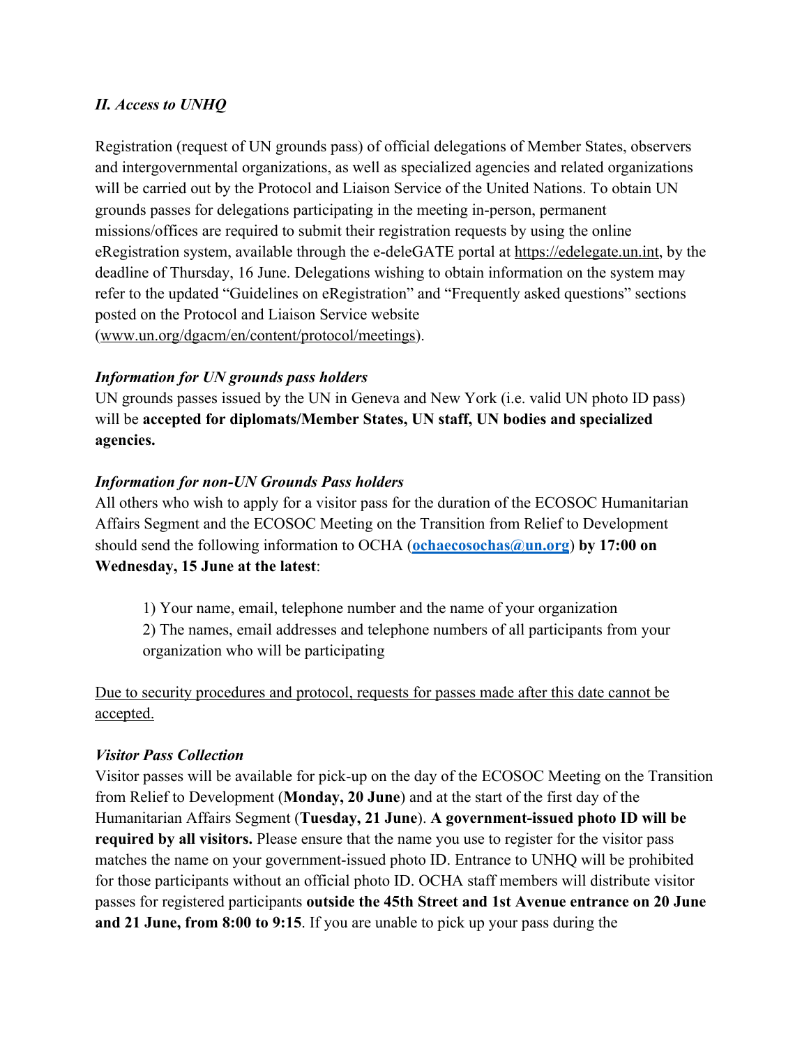### *II. Access to UNHQ*

Registration (request of UN grounds pass) of official delegations of Member States, observers and intergovernmental organizations, as well as specialized agencies and related organizations will be carried out by the Protocol and Liaison Service of the United Nations. To obtain UN grounds passes for delegations participating in the meeting in-person, permanent missions/offices are required to submit their registration requests by using the online eRegistration system, available through the e-deleGATE portal at https://edelegate.un.int, by the deadline of Thursday, 16 June. Delegations wishing to obtain information on the system may refer to the updated "Guidelines on eRegistration" and "Frequently asked questions" sections posted on the Protocol and Liaison Service website (www.un.org/dgacm/en/content/protocol/meetings).

***Information for UN grounds pass holders***

UN grounds passes issued by the UN in Geneva and New York (i.e. valid UN photo ID pass) will be **accepted for diplomats/Member States, UN staff, UN bodies and specialized agencies.**

***Information for non-UN Grounds Pass holders***

All others who wish to apply for a visitor pass for the duration of the ECOSOC Humanitarian Affairs Segment and the ECOSOC Meeting on the Transition from Relief to Development should send the following information to OCHA (**ochaecosochas@un.org**) **by 17:00 on Wednesday, 15 June at the latest**:

1) Your name, email, telephone number and the name of your organization
2) The names, email addresses and telephone numbers of all participants from your organization who will be participating

Due to security procedures and protocol, requests for passes made after this date cannot be accepted.

***Visitor Pass Collection***

Visitor passes will be available for pick-up on the day of the ECOSOC Meeting on the Transition from Relief to Development (**Monday, 20 June**) and at the start of the first day of the Humanitarian Affairs Segment (**Tuesday, 21 June**). **A government-issued photo ID will be required by all visitors.** Please ensure that the name you use to register for the visitor pass matches the name on your government-issued photo ID. Entrance to UNHQ will be prohibited for those participants without an official photo ID. OCHA staff members will distribute visitor passes for registered participants **outside the 45th Street and 1st Avenue entrance on 20 June and 21 June, from 8:00 to 9:15**. If you are unable to pick up your pass during the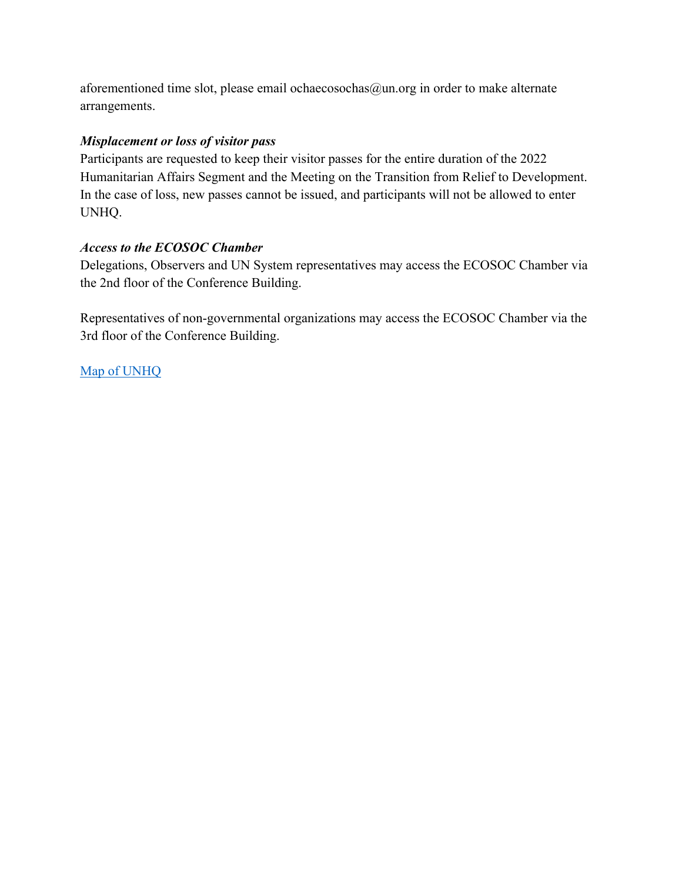aforementioned time slot, please email ochaecosochas@un.org in order to make alternate arrangements.

***Misplacement or loss of visitor pass***

Participants are requested to keep their visitor passes for the entire duration of the 2022 Humanitarian Affairs Segment and the Meeting on the Transition from Relief to Development. In the case of loss, new passes cannot be issued, and participants will not be allowed to enter UNHQ.

***Access to the ECOSOC Chamber***

Delegations, Observers and UN System representatives may access the ECOSOC Chamber via the 2nd floor of the Conference Building.

Representatives of non-governmental organizations may access the ECOSOC Chamber via the 3rd floor of the Conference Building.

Map of UNHQ